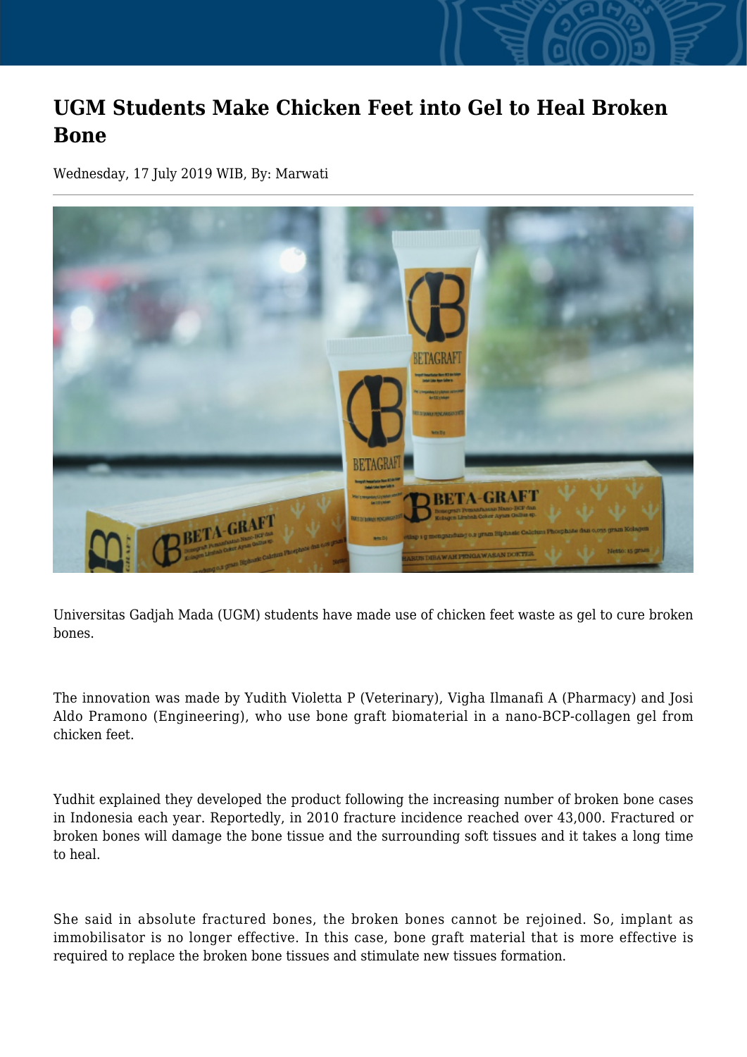# UGM Students Make Chicken Feet into Gel to Heal Broken Bone

Wednesday, 17 July 2019 WIB, By: Marwati

Universitas Gadjah Mada (UGM) students have made use of chicken feet waste as gel to cure broken bones.

The innovation was made by Yudith Violetta P (Veterinary), Vigha Ilmanafi A (Pharmacy) and Josi Aldo Pramono (Engineering), who use bone graft biomaterial in a nano-BCP-collagen gel from chicken feet.

Yudhit explained they developed the product following the increasing number of broken bone cases in Indonesia each year. Reportedly, in 2010 fracture incidence reached over 43,000. Fractured or broken bones will damage the bone tissue and the surrounding soft tissues and it takes a long time to heal.

She said in absolute fractured bones, the broken bones cannot be rejoined. So, implant as immobilisator is no longer effective. In this case, bone graft material that is more effective is required to replace the broken bone tissues and stimulate new tissues formation.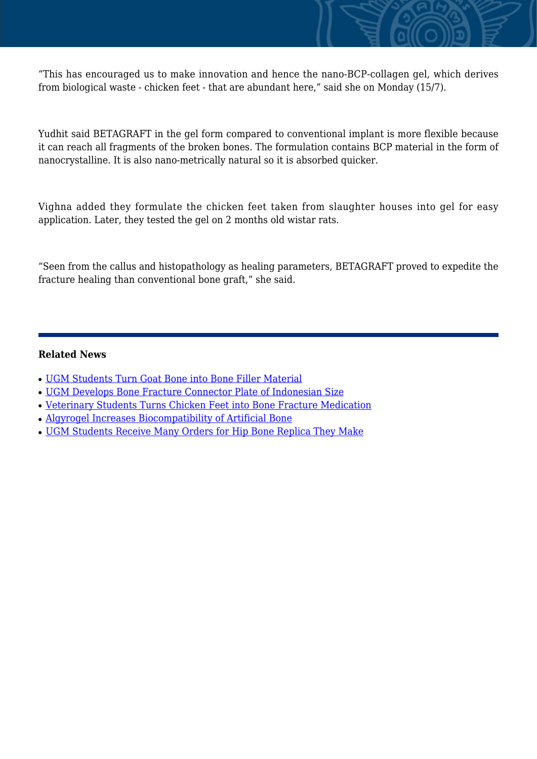“This has encouraged us to make innovation and hence the nano-BCP-collagen gel, which derives from biological waste - chicken feet - that are abundant here,” said she on Monday (15/7).

Yudhit said BETAGRAFT in the gel form compared to conventional implant is more flexible because it can reach all fragments of the broken bones. The formulation contains BCP material in the form of nanocrystalline. It is also nano-metrically natural so it is absorbed quicker.

Vighna added they formulate the chicken feet taken from slaughter houses into gel for easy application. Later, they tested the gel on 2 months old wistar rats.

“Seen from the callus and histopathology as healing parameters, BETAGRAFT proved to expedite the fracture healing than conventional bone graft,” she said.

---

**Related News**

- UGM Students Turn Goat Bone into Bone Filler Material
- UGM Develops Bone Fracture Connector Plate of Indonesian Size
- Veterinary Students Turns Chicken Feet into Bone Fracture Medication
- Algyrogel Increases Biocompatibility of Artificial Bone
- UGM Students Receive Many Orders for Hip Bone Replica They Make